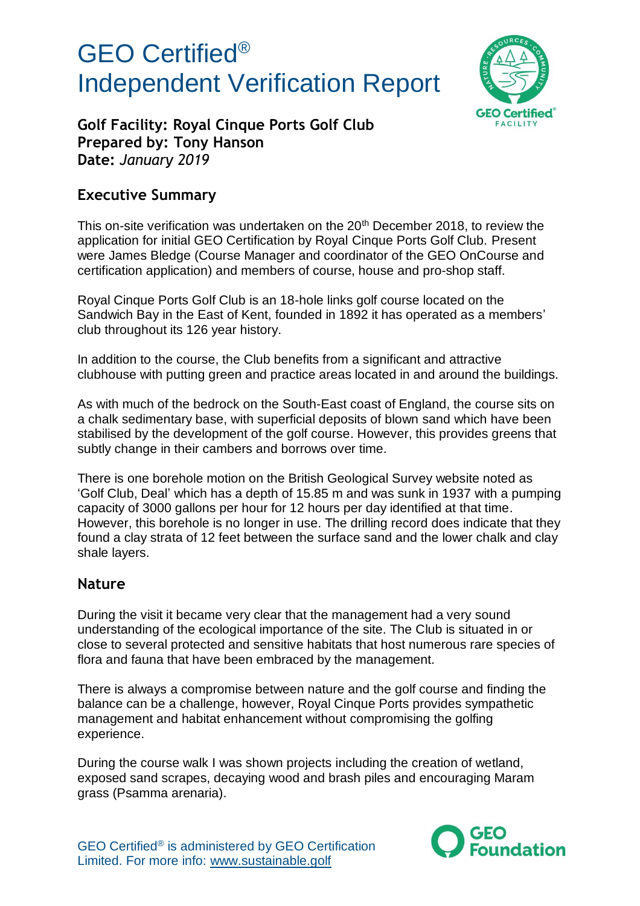# GEO Certified®
# Independent Verification Report

**Golf Facility: Royal Cinque Ports Golf Club**
**Prepared by: Tony Hanson**
**Date:** *January 2019*

## Executive Summary

This on-site verification was undertaken on the 20th December 2018, to review the application for initial GEO Certification by Royal Cinque Ports Golf Club. Present were James Bledge (Course Manager and coordinator of the GEO OnCourse and certification application) and members of course, house and pro-shop staff.

Royal Cinque Ports Golf Club is an 18-hole links golf course located on the Sandwich Bay in the East of Kent, founded in 1892 it has operated as a members' club throughout its 126 year history.

In addition to the course, the Club benefits from a significant and attractive clubhouse with putting green and practice areas located in and around the buildings.

As with much of the bedrock on the South-East coast of England, the course sits on a chalk sedimentary base, with superficial deposits of blown sand which have been stabilised by the development of the golf course. However, this provides greens that subtly change in their cambers and borrows over time.

There is one borehole motion on the British Geological Survey website noted as 'Golf Club, Deal' which has a depth of 15.85 m and was sunk in 1937 with a pumping capacity of 3000 gallons per hour for 12 hours per day identified at that time. However, this borehole is no longer in use. The drilling record does indicate that they found a clay strata of 12 feet between the surface sand and the lower chalk and clay shale layers.

## Nature

During the visit it became very clear that the management had a very sound understanding of the ecological importance of the site. The Club is situated in or close to several protected and sensitive habitats that host numerous rare species of flora and fauna that have been embraced by the management.

There is always a compromise between nature and the golf course and finding the balance can be a challenge, however, Royal Cinque Ports provides sympathetic management and habitat enhancement without compromising the golfing experience.

During the course walk I was shown projects including the creation of wetland, exposed sand scrapes, decaying wood and brash piles and encouraging Maram grass (Psamma arenaria).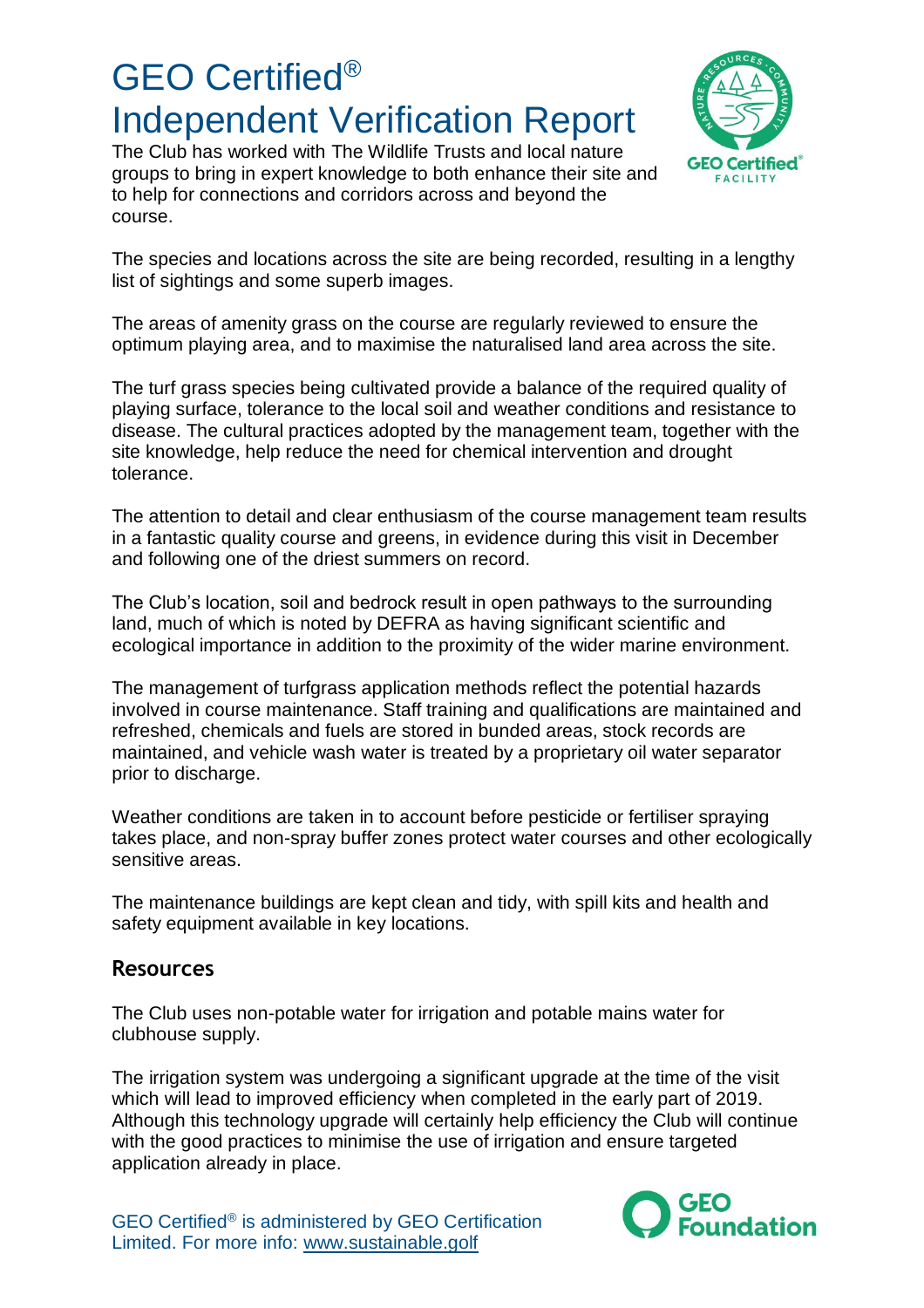The Club has worked with The Wildlife Trusts and local nature groups to bring in expert knowledge to both enhance their site and to help for connections and corridors across and beyond the course.

The species and locations across the site are being recorded, resulting in a lengthy list of sightings and some superb images.

The areas of amenity grass on the course are regularly reviewed to ensure the optimum playing area, and to maximise the naturalised land area across the site.

The turf grass species being cultivated provide a balance of the required quality of playing surface, tolerance to the local soil and weather conditions and resistance to disease. The cultural practices adopted by the management team, together with the site knowledge, help reduce the need for chemical intervention and drought tolerance.

The attention to detail and clear enthusiasm of the course management team results in a fantastic quality course and greens, in evidence during this visit in December and following one of the driest summers on record.

The Club's location, soil and bedrock result in open pathways to the surrounding land, much of which is noted by DEFRA as having significant scientific and ecological importance in addition to the proximity of the wider marine environment.

The management of turfgrass application methods reflect the potential hazards involved in course maintenance. Staff training and qualifications are maintained and refreshed, chemicals and fuels are stored in bunded areas, stock records are maintained, and vehicle wash water is treated by a proprietary oil water separator prior to discharge.

Weather conditions are taken in to account before pesticide or fertiliser spraying takes place, and non-spray buffer zones protect water courses and other ecologically sensitive areas.

The maintenance buildings are kept clean and tidy, with spill kits and health and safety equipment available in key locations.

## Resources

The Club uses non-potable water for irrigation and potable mains water for clubhouse supply.

The irrigation system was undergoing a significant upgrade at the time of the visit which will lead to improved efficiency when completed in the early part of 2019. Although this technology upgrade will certainly help efficiency the Club will continue with the good practices to minimise the use of irrigation and ensure targeted application already in place.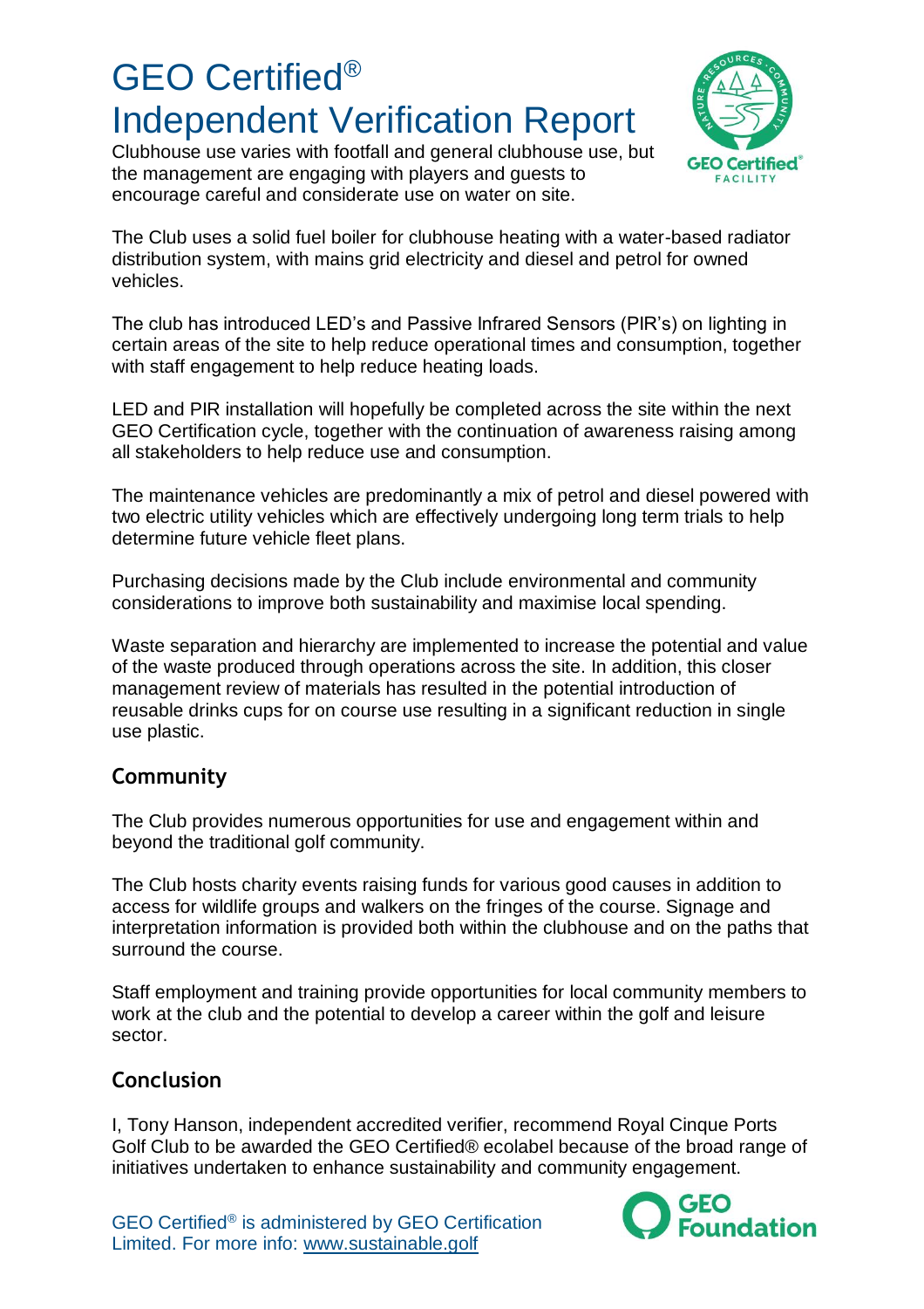# GEO Certified®
# Independent Verification Report

Clubhouse use varies with footfall and general clubhouse use, but the management are engaging with players and guests to encourage careful and considerate use on water on site.

The Club uses a solid fuel boiler for clubhouse heating with a water-based radiator distribution system, with mains grid electricity and diesel and petrol for owned vehicles.

The club has introduced LED's and Passive Infrared Sensors (PIR's) on lighting in certain areas of the site to help reduce operational times and consumption, together with staff engagement to help reduce heating loads.

LED and PIR installation will hopefully be completed across the site within the next GEO Certification cycle, together with the continuation of awareness raising among all stakeholders to help reduce use and consumption.

The maintenance vehicles are predominantly a mix of petrol and diesel powered with two electric utility vehicles which are effectively undergoing long term trials to help determine future vehicle fleet plans.

Purchasing decisions made by the Club include environmental and community considerations to improve both sustainability and maximise local spending.

Waste separation and hierarchy are implemented to increase the potential and value of the waste produced through operations across the site. In addition, this closer management review of materials has resulted in the potential introduction of reusable drinks cups for on course use resulting in a significant reduction in single use plastic.

## Community

The Club provides numerous opportunities for use and engagement within and beyond the traditional golf community.

The Club hosts charity events raising funds for various good causes in addition to access for wildlife groups and walkers on the fringes of the course. Signage and interpretation information is provided both within the clubhouse and on the paths that surround the course.

Staff employment and training provide opportunities for local community members to work at the club and the potential to develop a career within the golf and leisure sector.

## Conclusion

I, Tony Hanson, independent accredited verifier, recommend Royal Cinque Ports Golf Club to be awarded the GEO Certified® ecolabel because of the broad range of initiatives undertaken to enhance sustainability and community engagement.

GEO Certified® is administered by GEO Certification Limited. For more info: www.sustainable.golf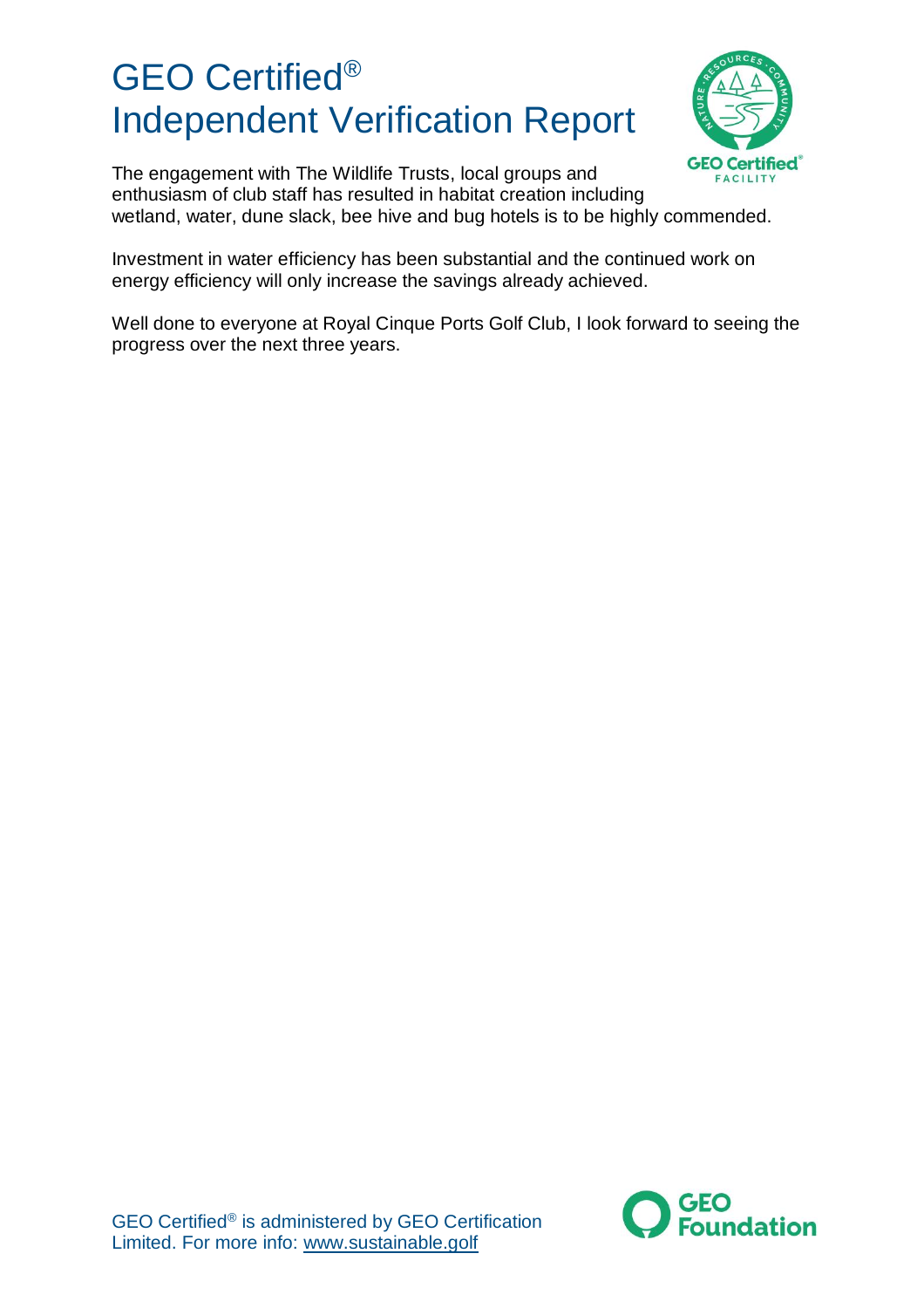The engagement with The Wildlife Trusts, local groups and enthusiasm of club staff has resulted in habitat creation including wetland, water, dune slack, bee hive and bug hotels is to be highly commended.

Investment in water efficiency has been substantial and the continued work on energy efficiency will only increase the savings already achieved.

Well done to everyone at Royal Cinque Ports Golf Club, I look forward to seeing the progress over the next three years.